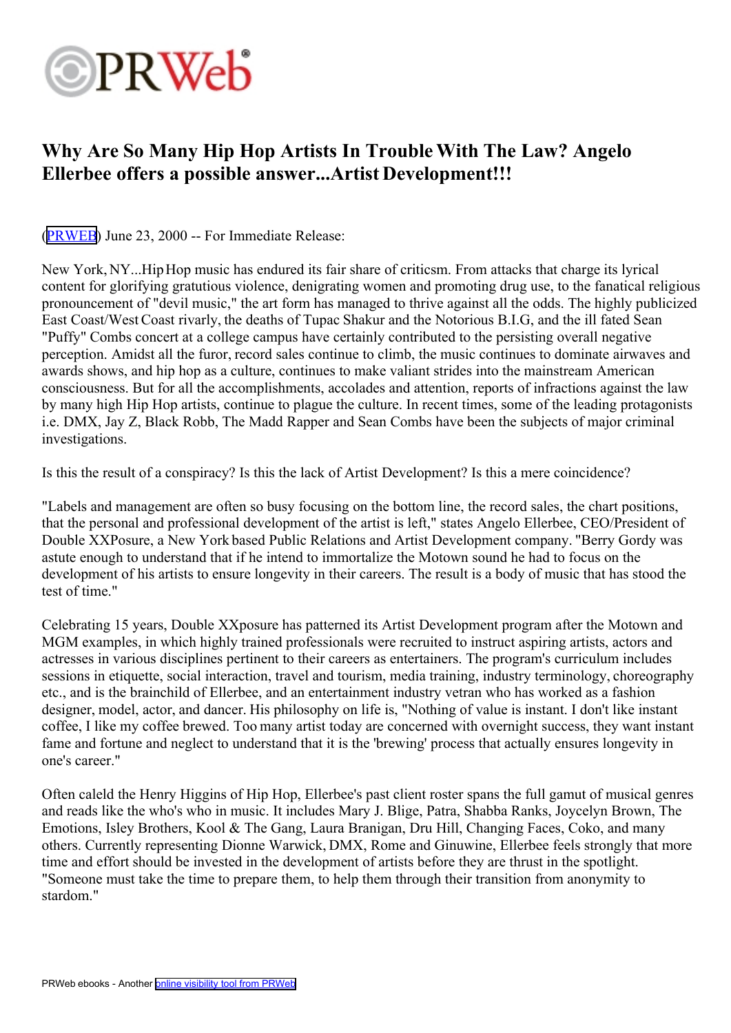# Why Are So Many Hip Hop Artists In Trouble With The Law? Angelo Ellerbee offers a possible answer...Artist Development!!!

(PRWEB) June 23, 2000 -- For Immediate Release:

New York, NY...Hip Hop music has endured its fair share of criticsm. From attacks that charge its lyrical content for glorifying gratutious violence, denigrating women and promoting drug use, to the fanatical religious pronouncement of "devil music," the art form has managed to thrive against all the odds. The highly publicized East Coast/West Coast rivarly, the deaths of Tupac Shakur and the Notorious B.I.G, and the ill fated Sean "Puffy" Combs concert at a college campus have certainly contributed to the persisting overall negative perception. Amidst all the furor, record sales continue to climb, the music continues to dominate airwaves and awards shows, and hip hop as a culture, continues to make valiant strides into the mainstream American consciousness. But for all the accomplishments, accolades and attention, reports of infractions against the law by many high Hip Hop artists, continue to plague the culture. In recent times, some of the leading protagonists i.e. DMX, Jay Z, Black Robb, The Madd Rapper and Sean Combs have been the subjects of major criminal investigations.

Is this the result of a conspiracy? Is this the lack of Artist Development? Is this a mere coincidence?

"Labels and management are often so busy focusing on the bottom line, the record sales, the chart positions, that the personal and professional development of the artist is left," states Angelo Ellerbee, CEO/President of Double XXPosure, a New York based Public Relations and Artist Development company. "Berry Gordy was astute enough to understand that if he intend to immortalize the Motown sound he had to focus on the development of his artists to ensure longevity in their careers. The result is a body of music that has stood the test of time."

Celebrating 15 years, Double XXposure has patterned its Artist Development program after the Motown and MGM examples, in which highly trained professionals were recruited to instruct aspiring artists, actors and actresses in various disciplines pertinent to their careers as entertainers. The program's curriculum includes sessions in etiquette, social interaction, travel and tourism, media training, industry terminology, choreography etc., and is the brainchild of Ellerbee, and an entertainment industry vetran who has worked as a fashion designer, model, actor, and dancer. His philosophy on life is, "Nothing of value is instant. I don't like instant coffee, I like my coffee brewed. Too many artist today are concerned with overnight success, they want instant fame and fortune and neglect to understand that it is the 'brewing' process that actually ensures longevity in one's career."

Often caleld the Henry Higgins of Hip Hop, Ellerbee's past client roster spans the full gamut of musical genres and reads like the who's who in music. It includes Mary J. Blige, Patra, Shabba Ranks, Joycelyn Brown, The Emotions, Isley Brothers, Kool & The Gang, Laura Branigan, Dru Hill, Changing Faces, Coko, and many others. Currently representing Dionne Warwick, DMX, Rome and Ginuwine, Ellerbee feels strongly that more time and effort should be invested in the development of artists before they are thrust in the spotlight. "Someone must take the time to prepare them, to help them through their transition from anonymity to stardom."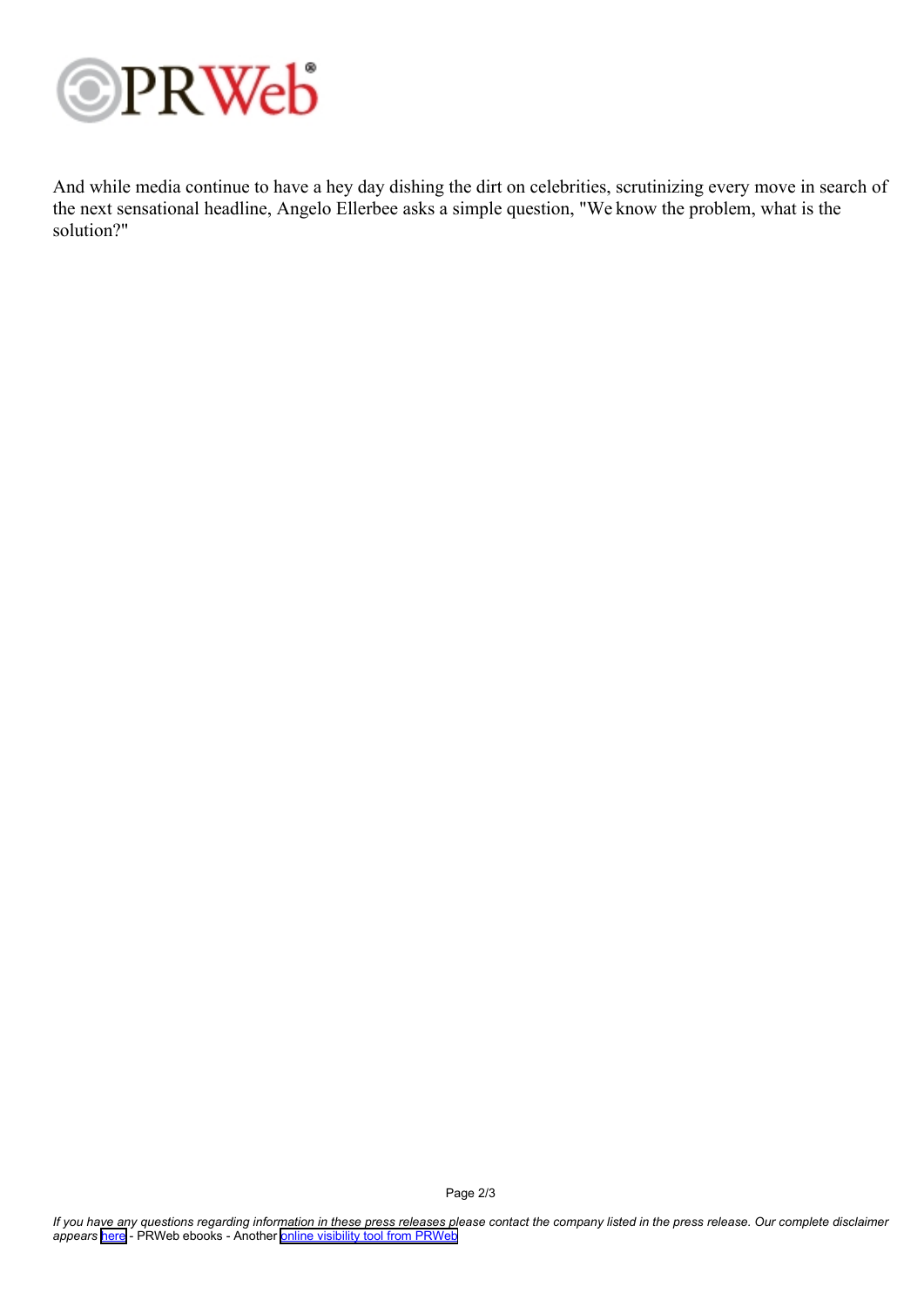And while media continue to have a hey day dishing the dirt on celebrities, scrutinizing every move in search of the next sensational headline, Angelo Ellerbee asks a simple question, "We know the problem, what is the solution?"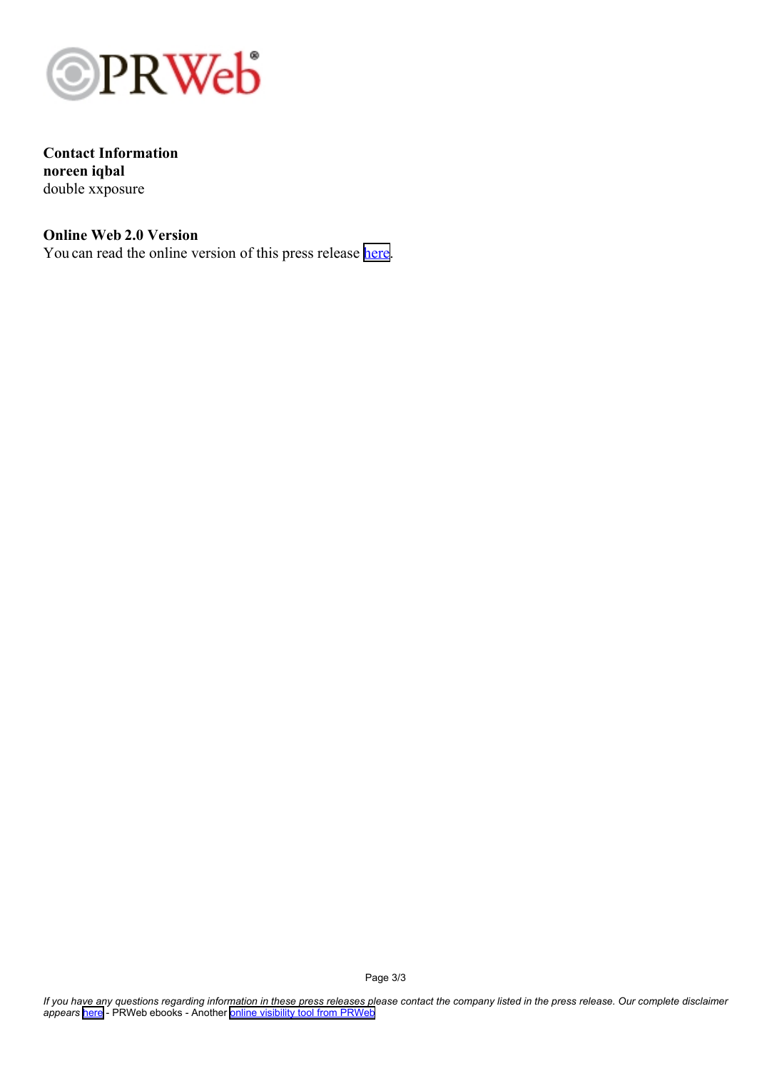**Contact Information**
**noreen iqbal**
double xxposure

**Online Web 2.0 Version**
You can read the online version of this press release here.

*If you have any questions regarding information in these press releases please contact the company listed in the press release. Our complete disclaimer appears here - PRWeb ebooks - Another online visibility tool from PRWeb*